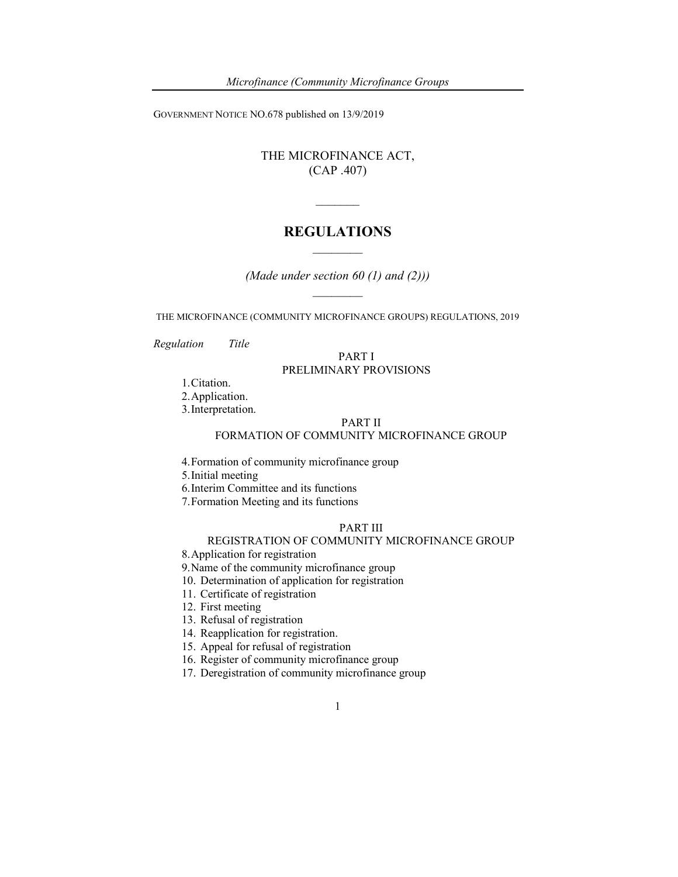GOVERNMENT NOTICE NO.678 published on 13/9/2019

# THE MICROFINANCE ACT,
# (CAP .407)

---

## REGULATIONS

---

*(Made under section 60 (1) and (2)))*

---

THE MICROFINANCE (COMMUNITY MICROFINANCE GROUPS) REGULATIONS, 2019

*Regulation* *Title*

### PART I
### PRELIMINARY PROVISIONS

1. Citation.
2. Application.
3. Interpretation.

### PART II
### FORMATION OF COMMUNITY MICROFINANCE GROUP

4. Formation of community microfinance group
5. Initial meeting
6. Interim Committee and its functions
7. Formation Meeting and its functions

### PART III
### REGISTRATION OF COMMUNITY MICROFINANCE GROUP

8. Application for registration
9. Name of the community microfinance group
10. Determination of application for registration
11. Certificate of registration
12. First meeting
13. Refusal of registration
14. Reapplication for registration.
15. Appeal for refusal of registration
16. Register of community microfinance group
17. Deregistration of community microfinance group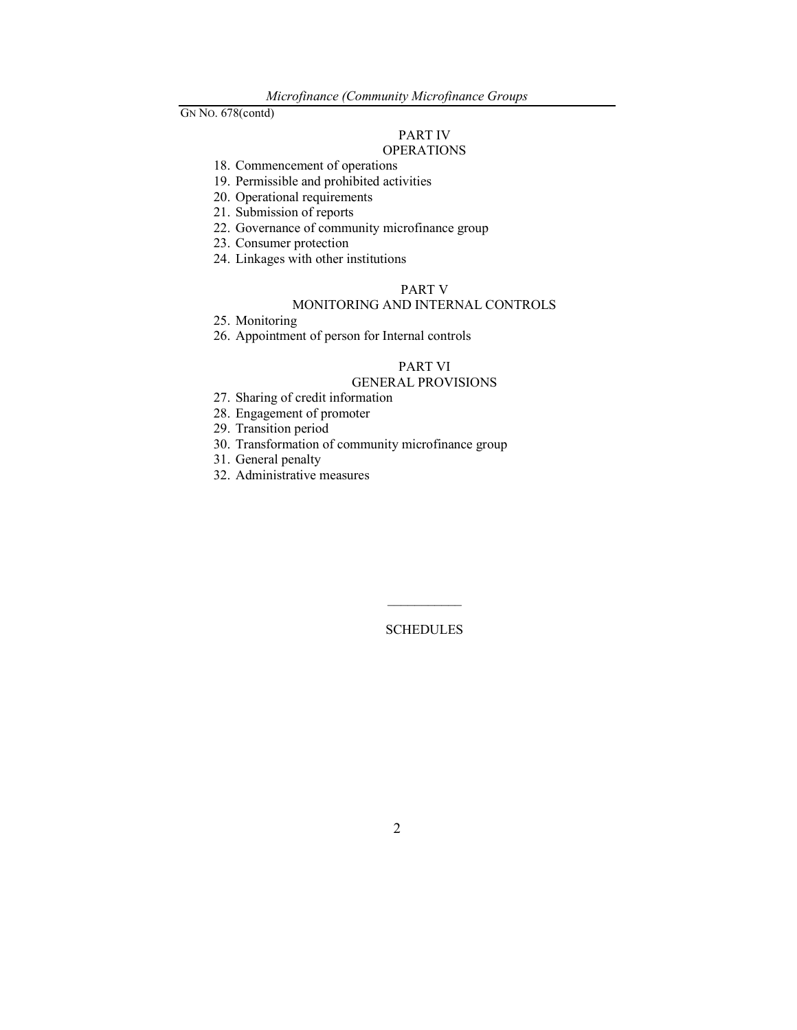PART IV
OPERATIONS

18. Commencement of operations
19. Permissible and prohibited activities
20. Operational requirements
21. Submission of reports
22. Governance of community microfinance group
23. Consumer protection
24. Linkages with other institutions

PART V
MONITORING AND INTERNAL CONTROLS

25. Monitoring
26. Appointment of person for Internal controls

PART VI
GENERAL PROVISIONS

27. Sharing of credit information
28. Engagement of promoter
29. Transition period
30. Transformation of community microfinance group
31. General penalty
32. Administrative measures

---

SCHEDULES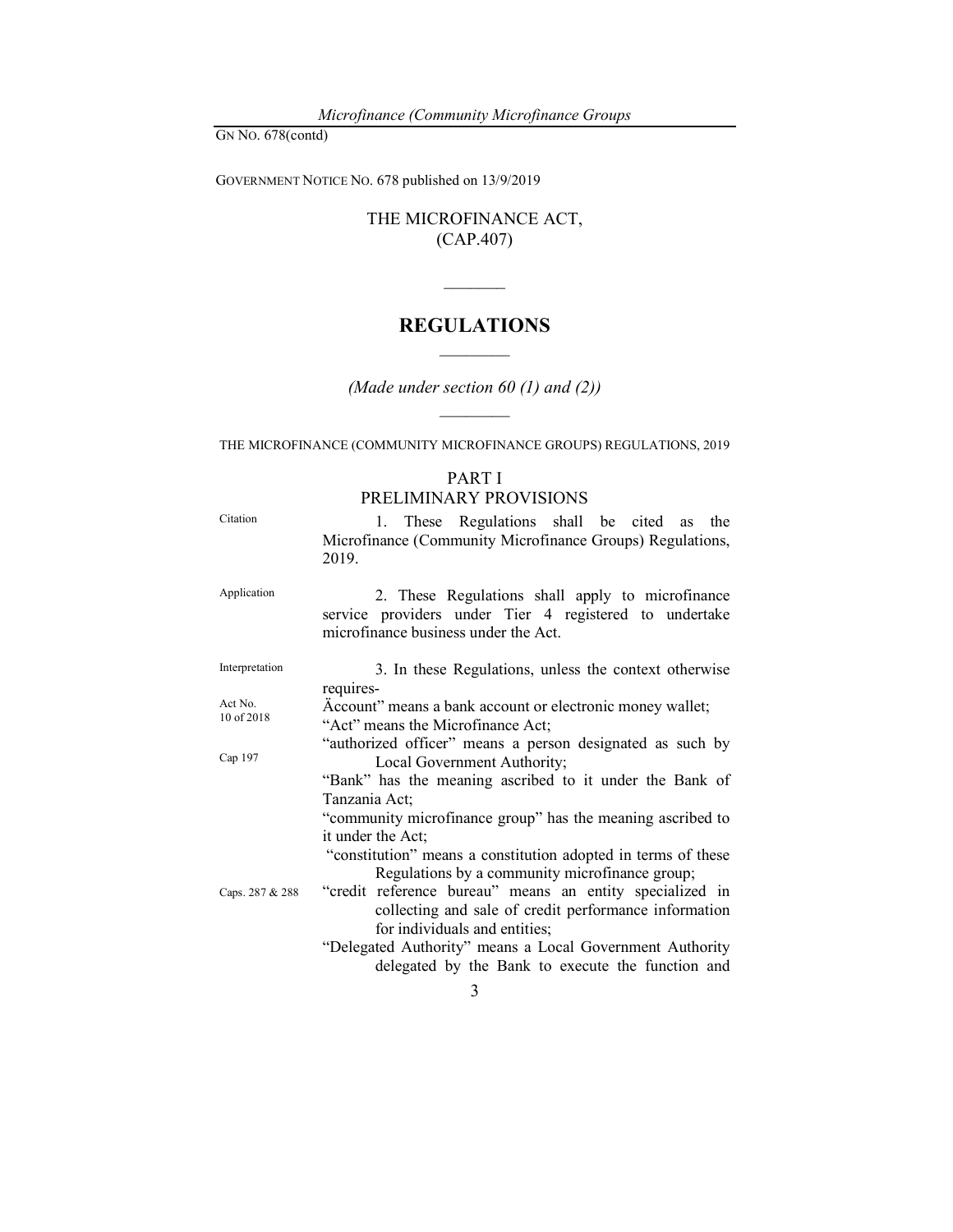GOVERNMENT NOTICE NO. 678 published on 13/9/2019

# THE MICROFINANCE ACT, (CAP.407)

## REGULATIONS

*(Made under section 60 (1) and (2))*

THE MICROFINANCE (COMMUNITY MICROFINANCE GROUPS) REGULATIONS, 2019

### PART I
### PRELIMINARY PROVISIONS

Citation

1. These Regulations shall be cited as the Microfinance (Community Microfinance Groups) Regulations, 2019.

Application

2. These Regulations shall apply to microfinance service providers under Tier 4 registered to undertake microfinance business under the Act.

Interpretation

3. In these Regulations, unless the context otherwise requires-

Act No. 10 of 2018

Äccount" means a bank account or electronic money wallet;

"Act" means the Microfinance Act;

"authorized officer" means a person designated as such by Local Government Authority;

Cap 197

"Bank" has the meaning ascribed to it under the Bank of Tanzania Act;

"community microfinance group" has the meaning ascribed to it under the Act;

"constitution" means a constitution adopted in terms of these Regulations by a community microfinance group;

Caps. 287 & 288

"credit reference bureau" means an entity specialized in collecting and sale of credit performance information for individuals and entities;

"Delegated Authority" means a Local Government Authority delegated by the Bank to execute the function and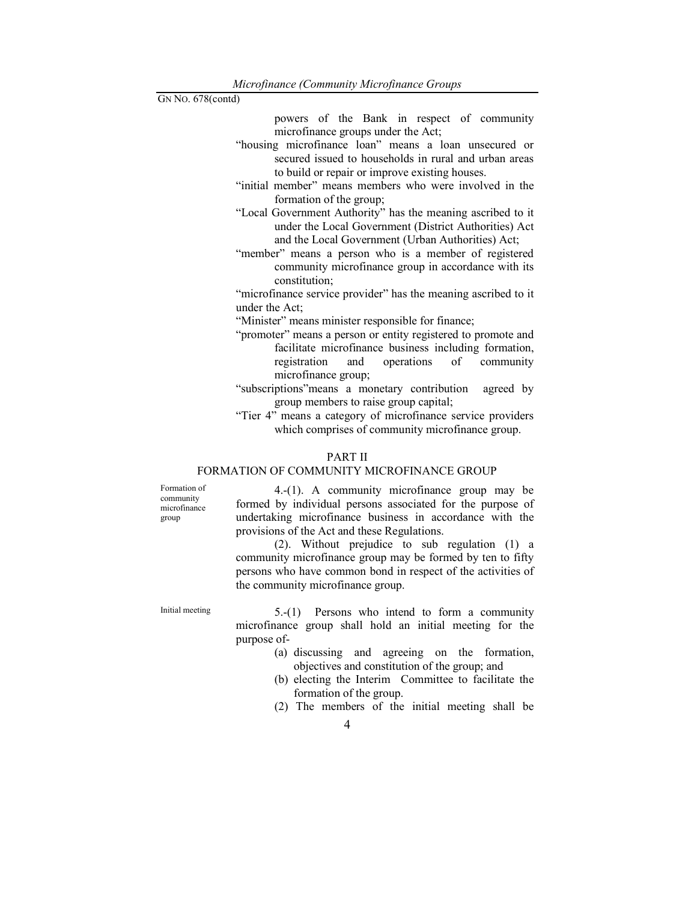powers of the Bank in respect of community microfinance groups under the Act;

"housing microfinance loan" means a loan unsecured or secured issued to households in rural and urban areas to build or repair or improve existing houses.

"initial member" means members who were involved in the formation of the group;

"Local Government Authority" has the meaning ascribed to it under the Local Government (District Authorities) Act and the Local Government (Urban Authorities) Act;

"member" means a person who is a member of registered community microfinance group in accordance with its constitution;

"microfinance service provider" has the meaning ascribed to it under the Act;

"Minister" means minister responsible for finance;

"promoter" means a person or entity registered to promote and facilitate microfinance business including formation, registration and operations of community microfinance group;

"subscriptions"means a monetary contribution agreed by group members to raise group capital;

"Tier 4" means a category of microfinance service providers which comprises of community microfinance group.

## PART II
## FORMATION OF COMMUNITY MICROFINANCE GROUP

Formation of community microfinance group

4.-(1). A community microfinance group may be formed by individual persons associated for the purpose of undertaking microfinance business in accordance with the provisions of the Act and these Regulations.

(2). Without prejudice to sub regulation (1) a community microfinance group may be formed by ten to fifty persons who have common bond in respect of the activities of the community microfinance group.

Initial meeting

5.-(1) Persons who intend to form a community microfinance group shall hold an initial meeting for the purpose of-

(a) discussing and agreeing on the formation, objectives and constitution of the group; and
(b) electing the Interim Committee to facilitate the formation of the group.

(2) The members of the initial meeting shall be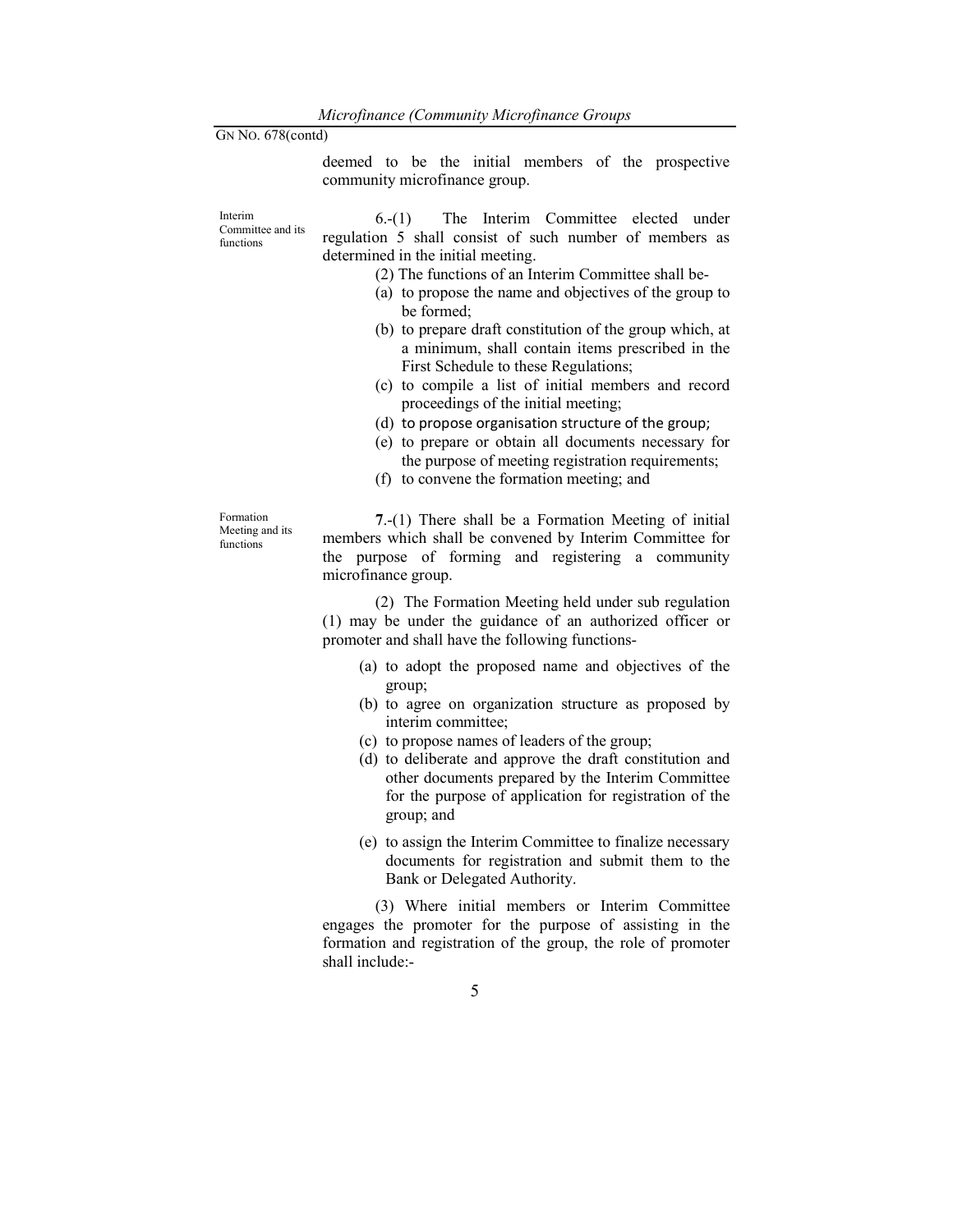deemed to be the initial members of the prospective community microfinance group.

Interim Committee and its functions

6.-(1) The Interim Committee elected under regulation 5 shall consist of such number of members as determined in the initial meeting.

(2) The functions of an Interim Committee shall be-

(a) to propose the name and objectives of the group to be formed;
(b) to prepare draft constitution of the group which, at a minimum, shall contain items prescribed in the First Schedule to these Regulations;
(c) to compile a list of initial members and record proceedings of the initial meeting;
(d) to propose organisation structure of the group;
(e) to prepare or obtain all documents necessary for the purpose of meeting registration requirements;
(f) to convene the formation meeting; and

Formation Meeting and its functions

**7**.-(1) There shall be a Formation Meeting of initial members which shall be convened by Interim Committee for the purpose of forming and registering a community microfinance group.

(2) The Formation Meeting held under sub regulation (1) may be under the guidance of an authorized officer or promoter and shall have the following functions-

(a) to adopt the proposed name and objectives of the group;
(b) to agree on organization structure as proposed by interim committee;
(c) to propose names of leaders of the group;
(d) to deliberate and approve the draft constitution and other documents prepared by the Interim Committee for the purpose of application for registration of the group; and
(e) to assign the Interim Committee to finalize necessary documents for registration and submit them to the Bank or Delegated Authority.

(3) Where initial members or Interim Committee engages the promoter for the purpose of assisting in the formation and registration of the group, the role of promoter shall include:-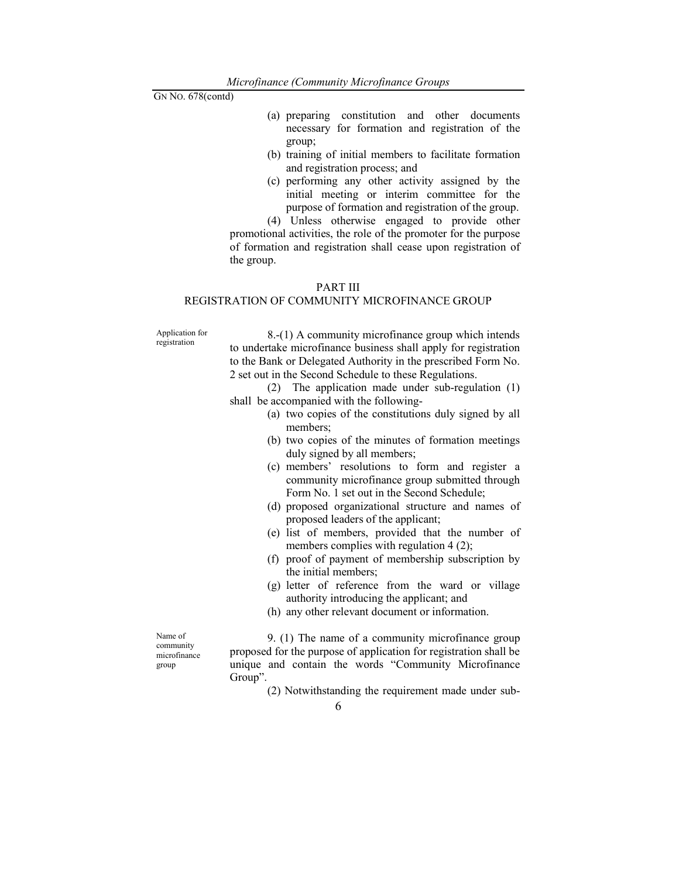(a) preparing constitution and other documents necessary for formation and registration of the group;

(b) training of initial members to facilitate formation and registration process; and

(c) performing any other activity assigned by the initial meeting or interim committee for the purpose of formation and registration of the group.

(4) Unless otherwise engaged to provide other promotional activities, the role of the promoter for the purpose of formation and registration shall cease upon registration of the group.

## PART III
## REGISTRATION OF COMMUNITY MICROFINANCE GROUP

Application for registration

8.-(1) A community microfinance group which intends to undertake microfinance business shall apply for registration to the Bank or Delegated Authority in the prescribed Form No. 2 set out in the Second Schedule to these Regulations.

(2) The application made under sub-regulation (1) shall be accompanied with the following-

(a) two copies of the constitutions duly signed by all members;

(b) two copies of the minutes of formation meetings duly signed by all members;

(c) members' resolutions to form and register a community microfinance group submitted through Form No. 1 set out in the Second Schedule;

(d) proposed organizational structure and names of proposed leaders of the applicant;

(e) list of members, provided that the number of members complies with regulation 4 (2);

(f) proof of payment of membership subscription by the initial members;

(g) letter of reference from the ward or village authority introducing the applicant; and

(h) any other relevant document or information.

Name of community microfinance group

9. (1) The name of a community microfinance group proposed for the purpose of application for registration shall be unique and contain the words "Community Microfinance Group".

(2) Notwithstanding the requirement made under sub-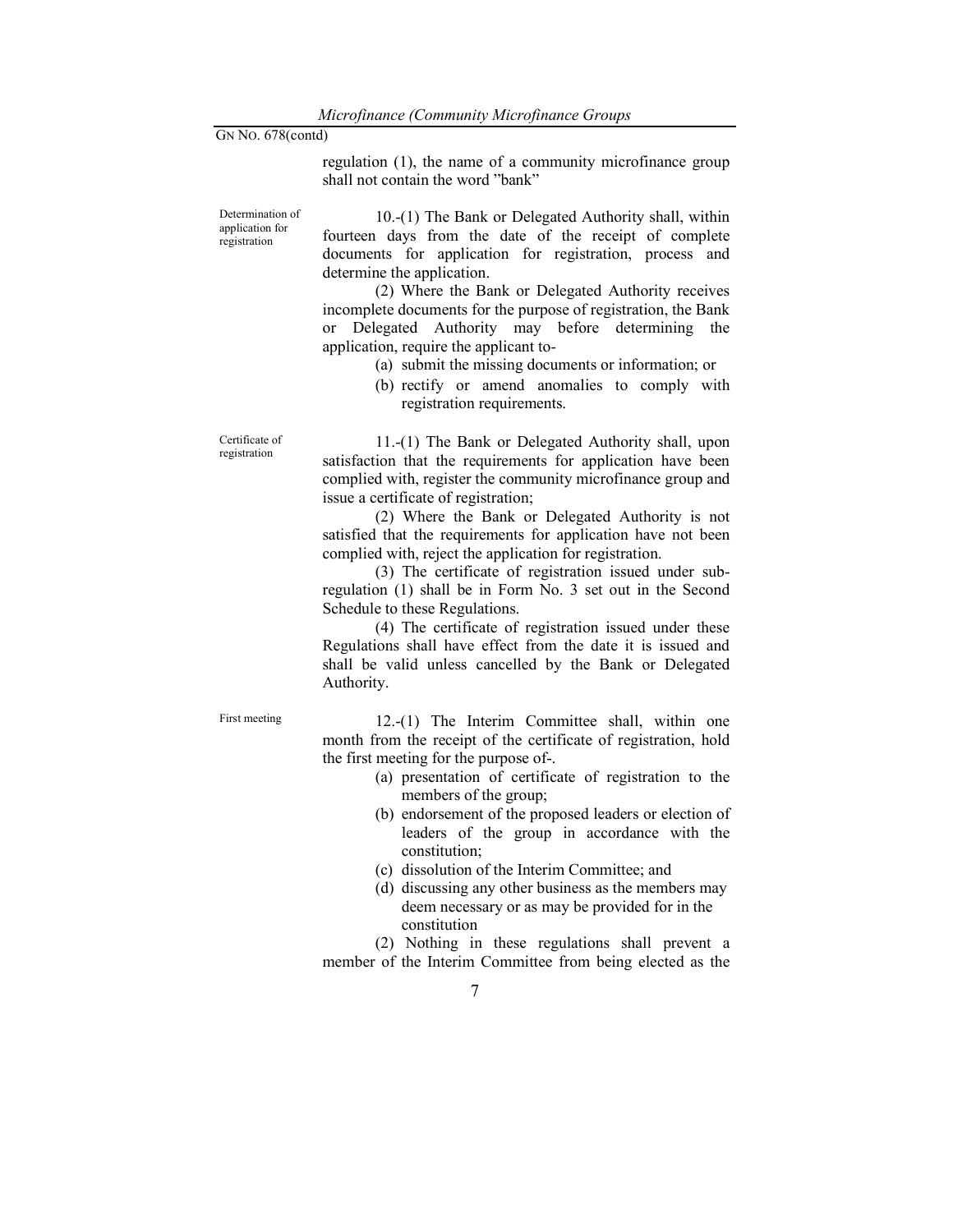regulation (1), the name of a community microfinance group shall not contain the word "bank"

**Determination of application for registration**

10.-(1) The Bank or Delegated Authority shall, within fourteen days from the date of the receipt of complete documents for application for registration, process and determine the application.

(2) Where the Bank or Delegated Authority receives incomplete documents for the purpose of registration, the Bank or Delegated Authority may before determining the application, require the applicant to-

(a) submit the missing documents or information; or

(b) rectify or amend anomalies to comply with registration requirements.

**Certificate of registration**

11.-(1) The Bank or Delegated Authority shall, upon satisfaction that the requirements for application have been complied with, register the community microfinance group and issue a certificate of registration;

(2) Where the Bank or Delegated Authority is not satisfied that the requirements for application have not been complied with, reject the application for registration.

(3) The certificate of registration issued under sub-regulation (1) shall be in Form No. 3 set out in the Second Schedule to these Regulations.

(4) The certificate of registration issued under these Regulations shall have effect from the date it is issued and shall be valid unless cancelled by the Bank or Delegated Authority.

**First meeting**

12.-(1) The Interim Committee shall, within one month from the receipt of the certificate of registration, hold the first meeting for the purpose of-.

(a) presentation of certificate of registration to the members of the group;

(b) endorsement of the proposed leaders or election of leaders of the group in accordance with the constitution;

(c) dissolution of the Interim Committee; and

(d) discussing any other business as the members may deem necessary or as may be provided for in the constitution

(2) Nothing in these regulations shall prevent a member of the Interim Committee from being elected as the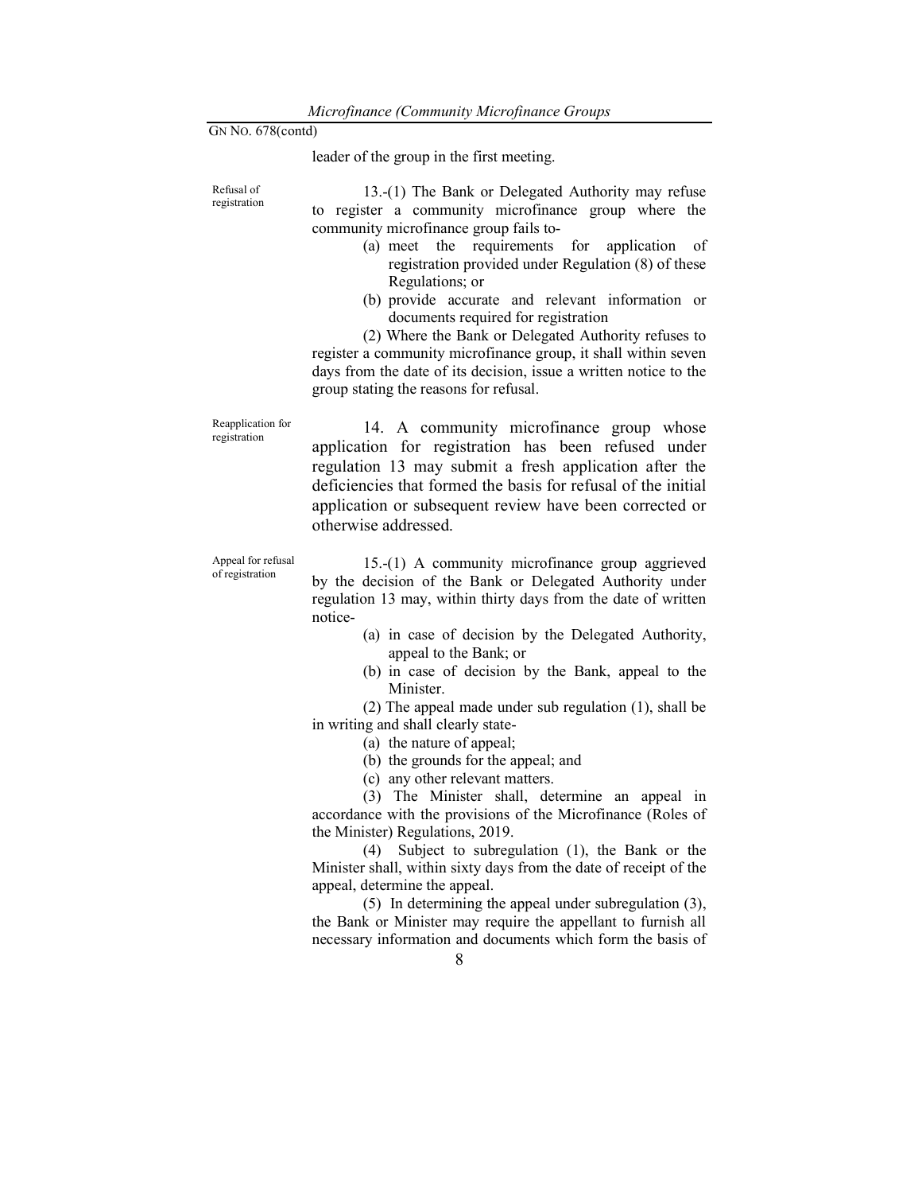leader of the group in the first meeting.

Refusal of registration

13.-(1) The Bank or Delegated Authority may refuse to register a community microfinance group where the community microfinance group fails to-

(a) meet the requirements for application of registration provided under Regulation (8) of these Regulations; or

(b) provide accurate and relevant information or documents required for registration

(2) Where the Bank or Delegated Authority refuses to register a community microfinance group, it shall within seven days from the date of its decision, issue a written notice to the group stating the reasons for refusal.

Reapplication for registration

14. A community microfinance group whose application for registration has been refused under regulation 13 may submit a fresh application after the deficiencies that formed the basis for refusal of the initial application or subsequent review have been corrected or otherwise addressed.

Appeal for refusal of registration

15.-(1) A community microfinance group aggrieved by the decision of the Bank or Delegated Authority under regulation 13 may, within thirty days from the date of written notice-

(a) in case of decision by the Delegated Authority, appeal to the Bank; or

(b) in case of decision by the Bank, appeal to the Minister.

(2) The appeal made under sub regulation (1), shall be in writing and shall clearly state-

(a) the nature of appeal;

(b) the grounds for the appeal; and

(c) any other relevant matters.

(3) The Minister shall, determine an appeal in accordance with the provisions of the Microfinance (Roles of the Minister) Regulations, 2019.

(4) Subject to subregulation (1), the Bank or the Minister shall, within sixty days from the date of receipt of the appeal, determine the appeal.

(5) In determining the appeal under subregulation (3), the Bank or Minister may require the appellant to furnish all necessary information and documents which form the basis of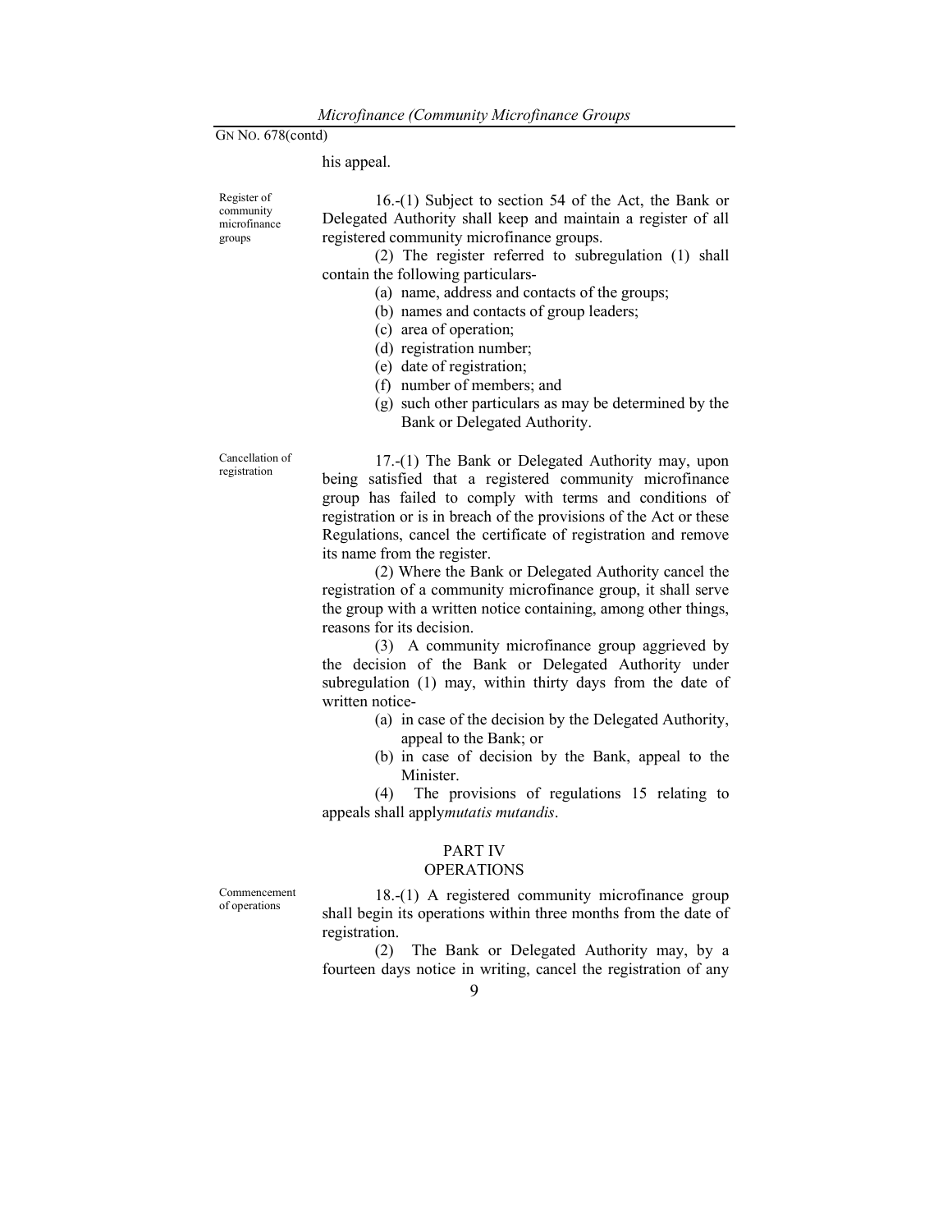his appeal.

**Register of community microfinance groups**

16.-(1) Subject to section 54 of the Act, the Bank or Delegated Authority shall keep and maintain a register of all registered community microfinance groups.

(2) The register referred to in subregulation (1) shall contain the following particulars-

(a) name, address and contacts of the groups;
(b) names and contacts of group leaders;
(c) area of operation;
(d) registration number;
(e) date of registration;
(f) number of members; and
(g) such other particulars as may be determined by the Bank or Delegated Authority.

**Cancellation of registration**

17.-(1) The Bank or Delegated Authority may, upon being satisfied that a registered community microfinance group has failed to comply with terms and conditions of registration or is in breach of the provisions of the Act or these Regulations, cancel the certificate of registration and remove its name from the register.

(2) Where the Bank or Delegated Authority cancel the registration of a community microfinance group, it shall serve the group with a written notice containing, among other things, reasons for its decision.

(3) A community microfinance group aggrieved by the decision of the Bank or Delegated Authority under subregulation (1) may, within thirty days from the date of written notice-

(a) in case of the decision by the Delegated Authority, appeal to the Bank; or
(b) in case of decision by the Bank, appeal to the Minister.

(4) The provisions of regulations 15 relating to appeals shall apply*mutatis mutandis*.

## PART IV
## OPERATIONS

**Commencement of operations**

18.-(1) A registered community microfinance group shall begin its operations within three months from the date of registration.

(2) The Bank or Delegated Authority may, by a fourteen days notice in writing, cancel the registration of any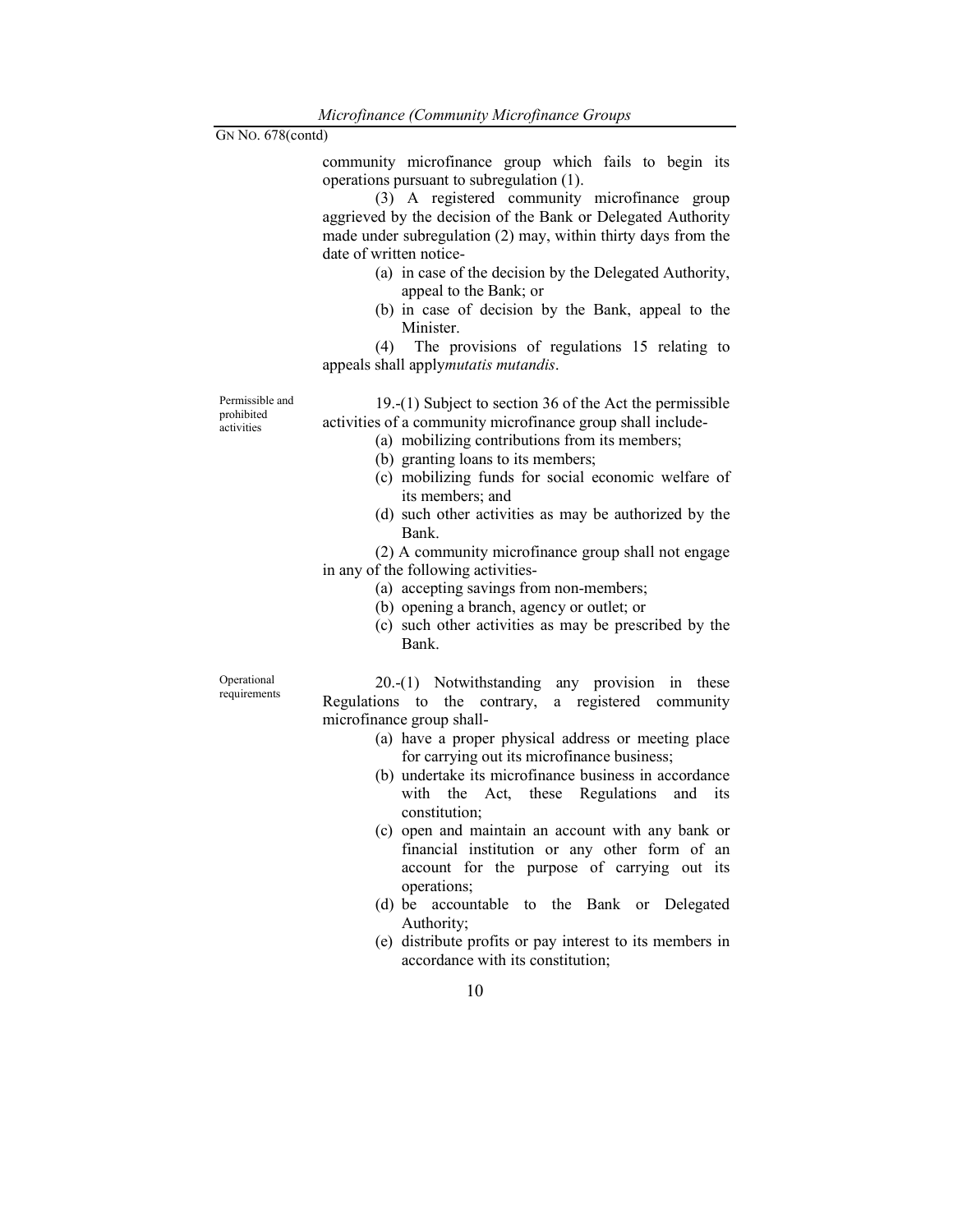community microfinance group which fails to begin its operations pursuant to subregulation (1).

(3) A registered community microfinance group aggrieved by the decision of the Bank or Delegated Authority made under subregulation (2) may, within thirty days from the date of written notice-

(a) in case of the decision by the Delegated Authority, appeal to the Bank; or

(b) in case of decision by the Bank, appeal to the Minister.

(4) The provisions of regulations 15 relating to appeals shall apply*mutatis mutandis*.

Permissible and prohibited activities

19.-(1) Subject to section 36 of the Act the permissible activities of a community microfinance group shall include-

(a) mobilizing contributions from its members;

(b) granting loans to its members;

(c) mobilizing funds for social economic welfare of its members; and

(d) such other activities as may be authorized by the Bank.

(2) A community microfinance group shall not engage in any of the following activities-

(a) accepting savings from non-members;

(b) opening a branch, agency or outlet; or

(c) such other activities as may be prescribed by the Bank.

Operational requirements

20.-(1) Notwithstanding any provision in these Regulations to the contrary, a registered community microfinance group shall-

(a) have a proper physical address or meeting place for carrying out its microfinance business;

(b) undertake its microfinance business in accordance with the Act, these Regulations and its constitution;

(c) open and maintain an account with any bank or financial institution or any other form of an account for the purpose of carrying out its operations;

(d) be accountable to the Bank or Delegated Authority;

(e) distribute profits or pay interest to its members in accordance with its constitution;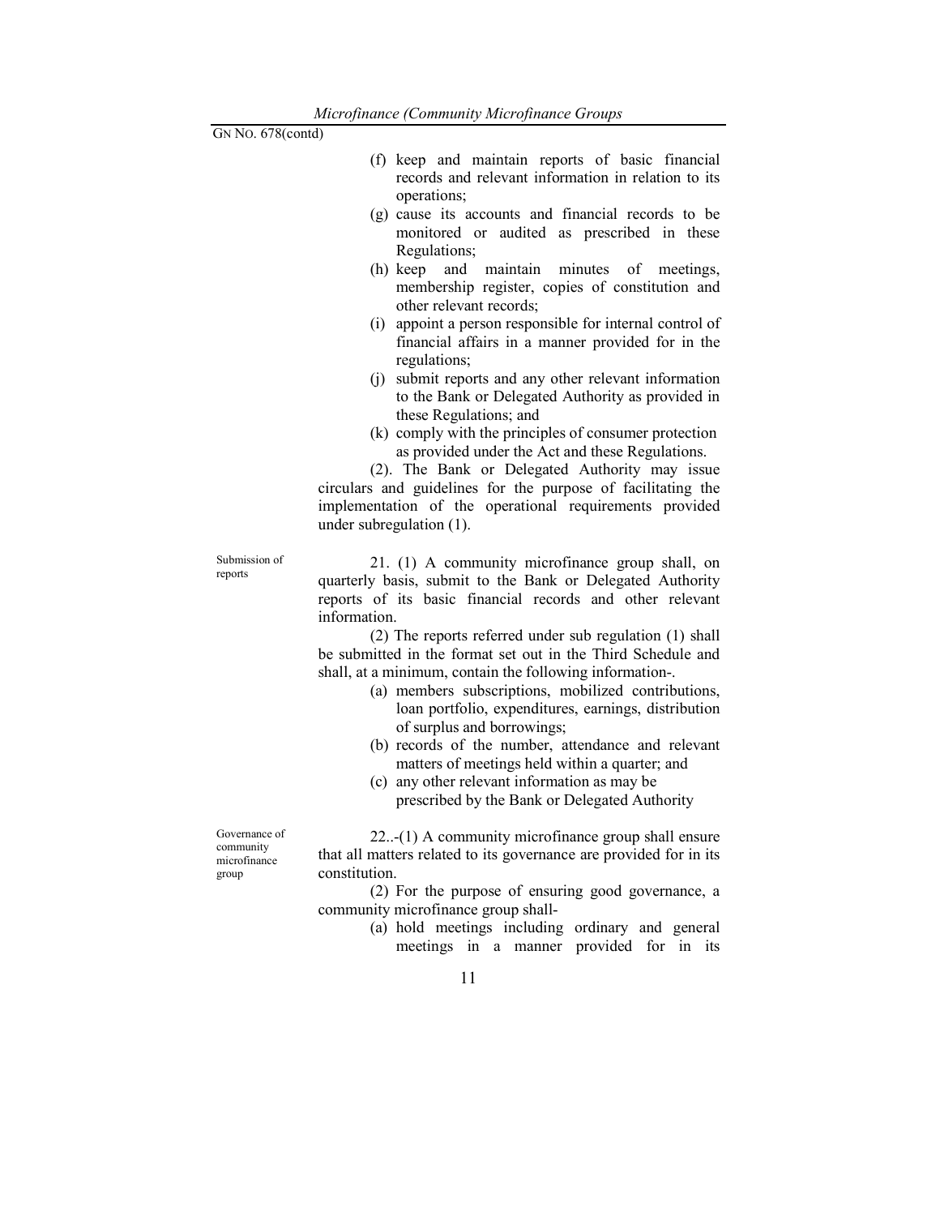(f) keep and maintain reports of basic financial records and relevant information in relation to its operations;

(g) cause its accounts and financial records to be monitored or audited as prescribed in these Regulations;

(h) keep and maintain minutes of meetings, membership register, copies of constitution and other relevant records;

(i) appoint a person responsible for internal control of financial affairs in a manner provided for in the regulations;

(j) submit reports and any other relevant information to the Bank or Delegated Authority as provided in these Regulations; and

(k) comply with the principles of consumer protection as provided under the Act and these Regulations.

(2). The Bank or Delegated Authority may issue circulars and guidelines for the purpose of facilitating the implementation of the operational requirements provided under subregulation (1).

Submission of reports

21. (1) A community microfinance group shall, on quarterly basis, submit to the Bank or Delegated Authority reports of its basic financial records and other relevant information.

(2) The reports referred under sub regulation (1) shall be submitted in the format set out in the Third Schedule and shall, at a minimum, contain the following information-.

(a) members subscriptions, mobilized contributions, loan portfolio, expenditures, earnings, distribution of surplus and borrowings;

(b) records of the number, attendance and relevant matters of meetings held within a quarter; and

(c) any other relevant information as may be prescribed by the Bank or Delegated Authority

Governance of community microfinance group

22..-(1) A community microfinance group shall ensure that all matters related to its governance are provided for in its constitution.

(2) For the purpose of ensuring good governance, a community microfinance group shall-

(a) hold meetings including ordinary and general meetings in a manner provided for in its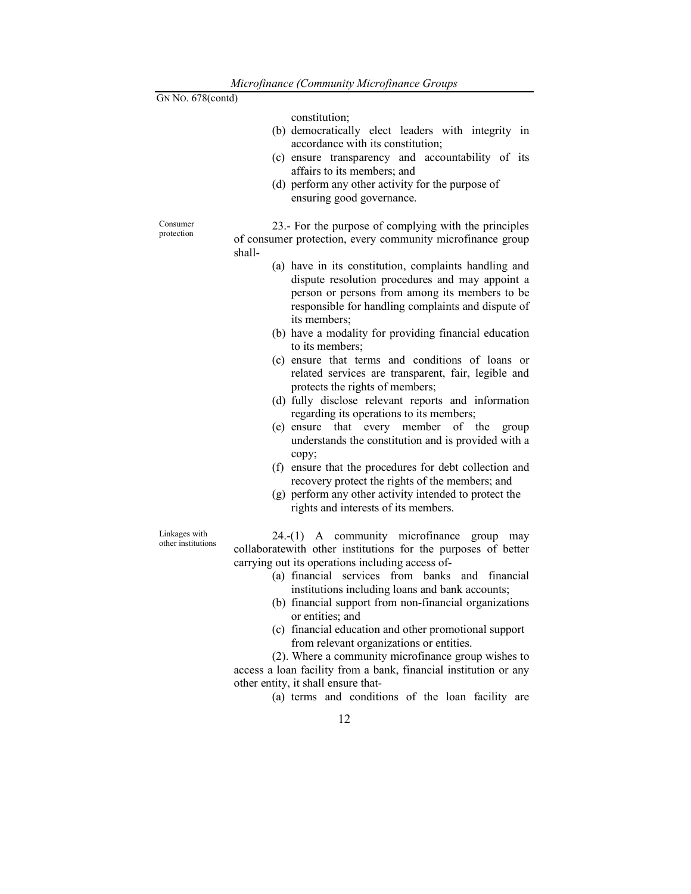constitution;

(b) democratically elect leaders with integrity in accordance with its constitution;

(c) ensure transparency and accountability of its affairs to its members; and

(d) perform any other activity for the purpose of ensuring good governance.

Consumer protection

23.- For the purpose of complying with the principles of consumer protection, every community microfinance group shall-

(a) have in its constitution, complaints handling and dispute resolution procedures and may appoint a person or persons from among its members to be responsible for handling complaints and dispute of its members;

(b) have a modality for providing financial education to its members;

(c) ensure that terms and conditions of loans or related services are transparent, fair, legible and protects the rights of members;

(d) fully disclose relevant reports and information regarding its operations to its members;

(e) ensure that every member of the group understands the constitution and is provided with a copy;

(f) ensure that the procedures for debt collection and recovery protect the rights of the members; and

(g) perform any other activity intended to protect the rights and interests of its members.

Linkages with other institutions

24.-(1) A community microfinance group may collaboratewith other institutions for the purposes of better carrying out its operations including access of-

(a) financial services from banks and financial institutions including loans and bank accounts;

(b) financial support from non-financial organizations or entities; and

(c) financial education and other promotional support from relevant organizations or entities.

(2). Where a community microfinance group wishes to access a loan facility from a bank, financial institution or any other entity, it shall ensure that-

(a) terms and conditions of the loan facility are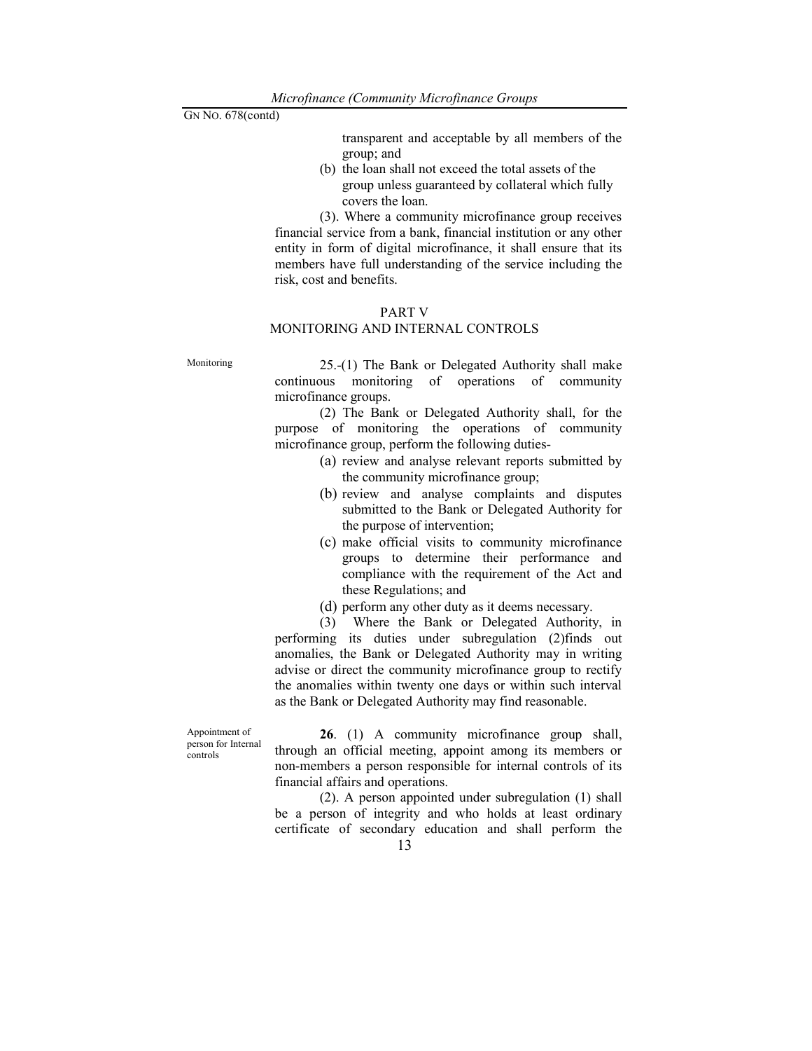transparent and acceptable by all members of the group; and

(b) the loan shall not exceed the total assets of the group unless guaranteed by collateral which fully covers the loan.

(3). Where a community microfinance group receives financial service from a bank, financial institution or any other entity in form of digital microfinance, it shall ensure that its members have full understanding of the service including the risk, cost and benefits.

## PART V
## MONITORING AND INTERNAL CONTROLS

Monitoring

25.-(1) The Bank or Delegated Authority shall make continuous monitoring of operations of community microfinance groups.

(2) The Bank or Delegated Authority shall, for the purpose of monitoring the operations of community microfinance group, perform the following duties-

(a) review and analyse relevant reports submitted by the community microfinance group;

(b) review and analyse complaints and disputes submitted to the Bank or Delegated Authority for the purpose of intervention;

(c) make official visits to community microfinance groups to determine their performance and compliance with the requirement of the Act and these Regulations; and

(d) perform any other duty as it deems necessary.

(3) Where the Bank or Delegated Authority, in performing its duties under subregulation (2)finds out anomalies, the Bank or Delegated Authority may in writing advise or direct the community microfinance group to rectify the anomalies within twenty one days or within such interval as the Bank or Delegated Authority may find reasonable.

Appointment of person for Internal controls

**26**. (1) A community microfinance group shall, through an official meeting, appoint among its members or non-members a person responsible for internal controls of its financial affairs and operations.

(2). A person appointed under subregulation (1) shall be a person of integrity and who holds at least ordinary certificate of secondary education and shall perform the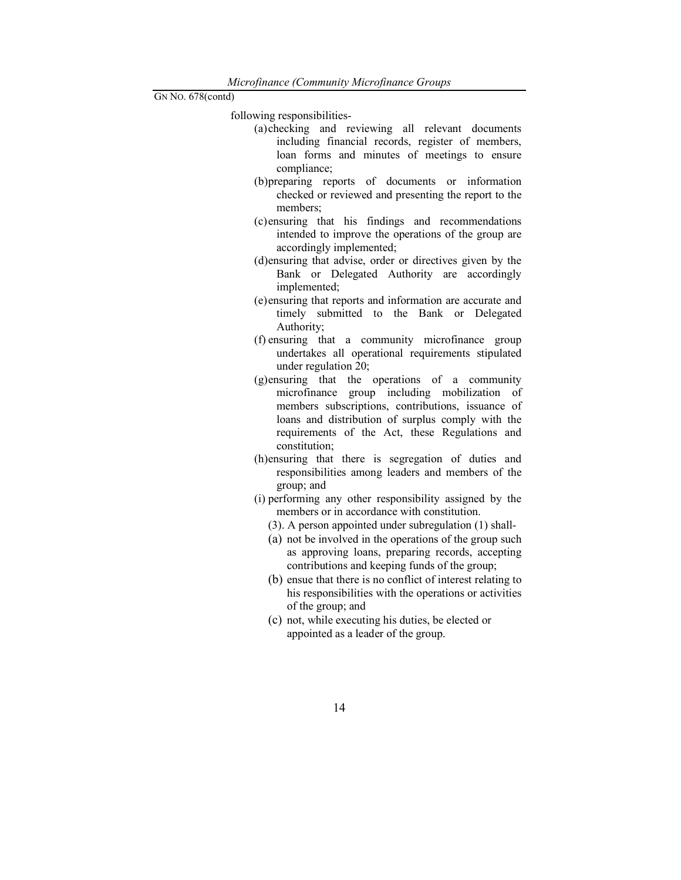following responsibilities-

(a) checking and reviewing all relevant documents including financial records, register of members, loan forms and minutes of meetings to ensure compliance;

(b) preparing reports of documents or information checked or reviewed and presenting the report to the members;

(c) ensuring that his findings and recommendations intended to improve the operations of the group are accordingly implemented;

(d) ensuring that advise, order or directives given by the Bank or Delegated Authority are accordingly implemented;

(e) ensuring that reports and information are accurate and timely submitted to the Bank or Delegated Authority;

(f) ensuring that a community microfinance group undertakes all operational requirements stipulated under regulation 20;

(g) ensuring that the operations of a community microfinance group including mobilization of members subscriptions, contributions, issuance of loans and distribution of surplus comply with the requirements of the Act, these Regulations and constitution;

(h) ensuring that there is segregation of duties and responsibilities among leaders and members of the group; and

(i) performing any other responsibility assigned by the members or in accordance with constitution.

(3). A person appointed under subregulation (1) shall-

(a) not be involved in the operations of the group such as approving loans, preparing records, accepting contributions and keeping funds of the group;

(b) ensue that there is no conflict of interest relating to his responsibilities with the operations or activities of the group; and

(c) not, while executing his duties, be elected or appointed as a leader of the group.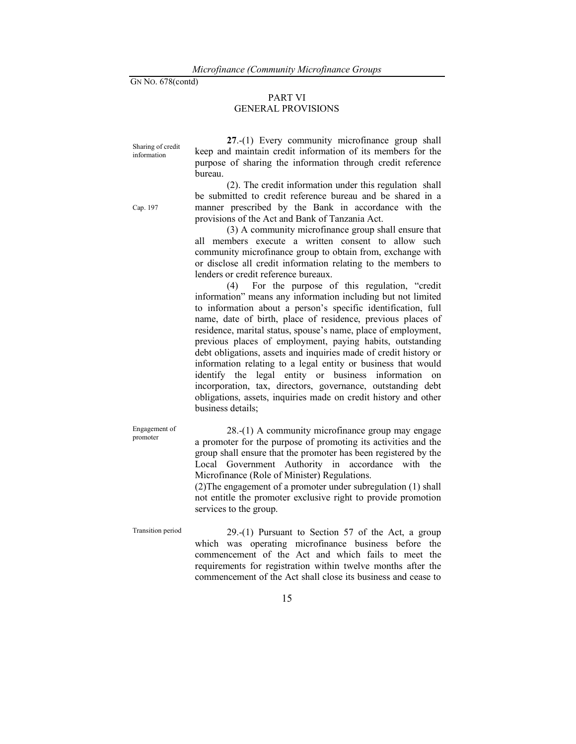## PART VI
## GENERAL PROVISIONS

Sharing of credit information

**27**.-(1) Every community microfinance group shall keep and maintain credit information of its members for the purpose of sharing the information through credit reference bureau.

(2). The credit information under this regulation shall be submitted to credit reference bureau and be shared in a manner prescribed by the Bank in accordance with the provisions of the Act and Bank of Tanzania Act.

Cap. 197

(3) A community microfinance group shall ensure that all members execute a written consent to allow such community microfinance group to obtain from, exchange with or disclose all credit information relating to the members to lenders or credit reference bureaux.

(4) For the purpose of this regulation, "credit information" means any information including but not limited to information about a person's specific identification, full name, date of birth, place of residence, previous places of residence, marital status, spouse's name, place of employment, previous places of employment, paying habits, outstanding debt obligations, assets and inquiries made of credit history or information relating to a legal entity or business that would identify the legal entity or business information on incorporation, tax, directors, governance, outstanding debt obligations, assets, inquiries made on credit history and other business details;

Engagement of promoter

28.-(1) A community microfinance group may engage a promoter for the purpose of promoting its activities and the group shall ensure that the promoter has been registered by the Local Government Authority in accordance with the Microfinance (Role of Minister) Regulations.

(2)The engagement of a promoter under subregulation (1) shall not entitle the promoter exclusive right to provide promotion services to the group.

Transition period

29.-(1) Pursuant to Section 57 of the Act, a group which was operating microfinance business before the commencement of the Act and which fails to meet the requirements for registration within twelve months after the commencement of the Act shall close its business and cease to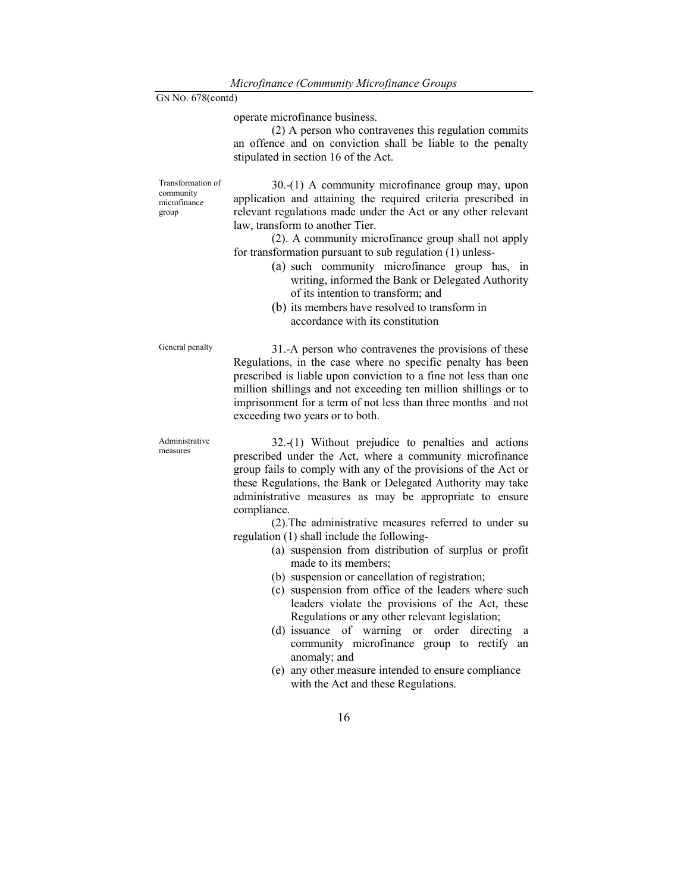operate microfinance business.

(2) A person who contravenes this regulation commits an offence and on conviction shall be liable to the penalty stipulated in section 16 of the Act.

Transformation of community microfinance group

30.-(1) A community microfinance group may, upon application and attaining the required criteria prescribed in relevant regulations made under the Act or any other relevant law, transform to another Tier.

(2). A community microfinance group shall not apply for transformation pursuant to sub regulation (1) unless-

(a) such community microfinance group has, in writing, informed the Bank or Delegated Authority of its intention to transform; and

(b) its members have resolved to transform in accordance with its constitution

General penalty

31.-A person who contravenes the provisions of these Regulations, in the case where no specific penalty has been prescribed is liable upon conviction to a fine not less than one million shillings and not exceeding ten million shillings or to imprisonment for a term of not less than three months and not exceeding two years or to both.

Administrative measures

32.-(1) Without prejudice to penalties and actions prescribed under the Act, where a community microfinance group fails to comply with any of the provisions of the Act or these Regulations, the Bank or Delegated Authority may take administrative measures as may be appropriate to ensure compliance.

(2).The administrative measures referred to under su regulation (1) shall include the following-

(a) suspension from distribution of surplus or profit made to its members;

(b) suspension or cancellation of registration;

(c) suspension from office of the leaders where such leaders violate the provisions of the Act, these Regulations or any other relevant legislation;

(d) issuance of warning or order directing a community microfinance group to rectify an anomaly; and

(e) any other measure intended to ensure compliance with the Act and these Regulations.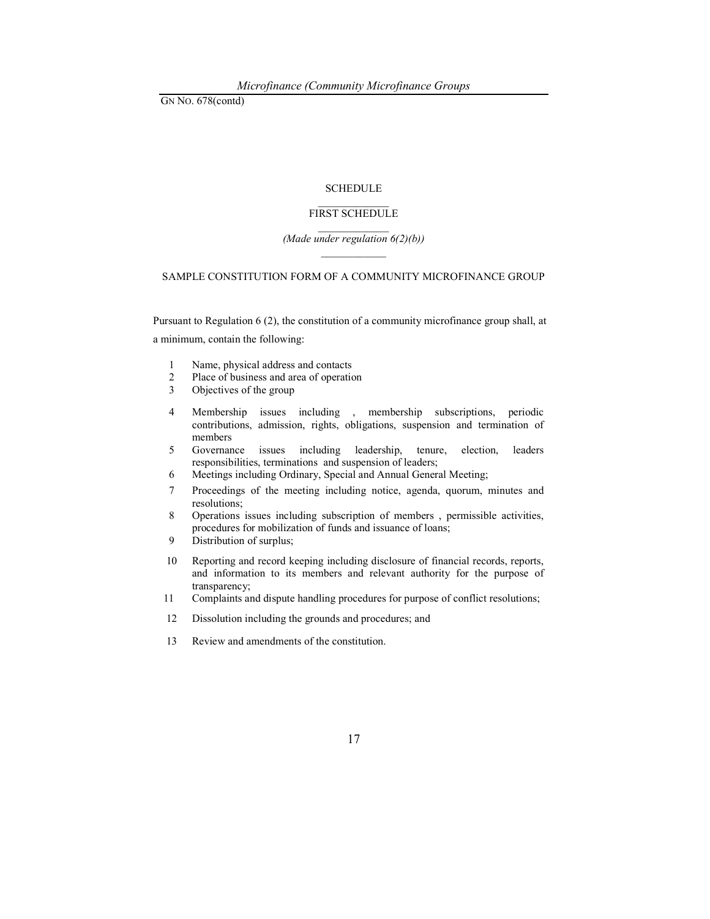## SCHEDULE

### FIRST SCHEDULE

*(Made under regulation 6(2)(b))*

### SAMPLE CONSTITUTION FORM OF A COMMUNITY MICROFINANCE GROUP

Pursuant to Regulation 6 (2), the constitution of a community microfinance group shall, at a minimum, contain the following:

1. Name, physical address and contacts
2. Place of business and area of operation
3. Objectives of the group
4. Membership issues including , membership subscriptions, periodic contributions, admission, rights, obligations, suspension and termination of members
5. Governance issues including leadership, tenure, election, leaders responsibilities, terminations and suspension of leaders;
6. Meetings including Ordinary, Special and Annual General Meeting;
7. Proceedings of the meeting including notice, agenda, quorum, minutes and resolutions;
8. Operations issues including subscription of members , permissible activities, procedures for mobilization of funds and issuance of loans;
9. Distribution of surplus;
10. Reporting and record keeping including disclosure of financial records, reports, and information to its members and relevant authority for the purpose of transparency;
11. Complaints and dispute handling procedures for purpose of conflict resolutions;
12. Dissolution including the grounds and procedures; and
13. Review and amendments of the constitution.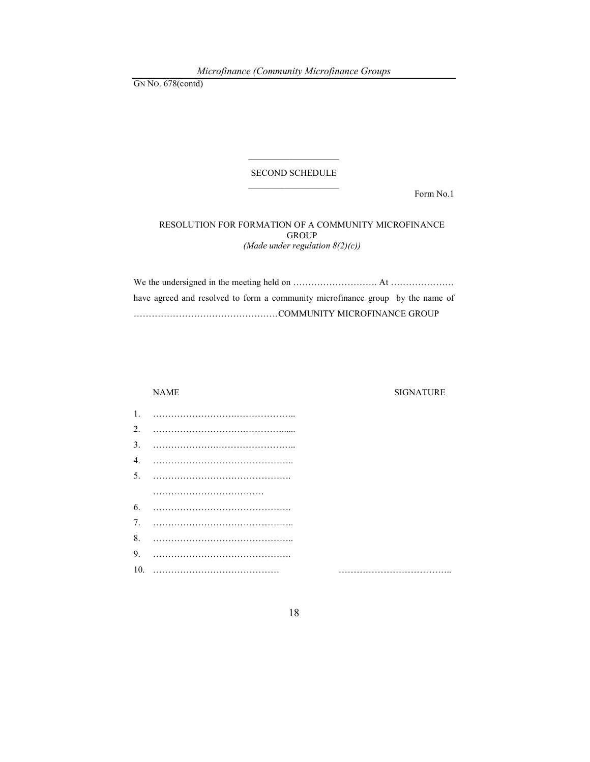SECOND SCHEDULE

Form No.1

RESOLUTION FOR FORMATION OF A COMMUNITY MICROFINANCE GROUP

*(Made under regulation 8(2)(c))*

We the undersigned in the meeting held on ………………………. At ………………… have agreed and resolved to form a community microfinance group by the name of …………………………………………COMMUNITY MICROFINANCE GROUP

| | NAME | SIGNATURE |
|---|---|---|
| 1. | ………………………..……………….. | |
| 2. | ………………………..……………...... | |
| 3. | ………………….…………………….. | |
| 4. | ……………………………………….. | |
| 5. | ………………………………………. ………………………………. | |
| 6. | ………………………………………. | |
| 7. | ……………………………………….. | |
| 8. | ……………………………………….. | |
| 9. | ………………………………………. | |
| 10. | …………………………………… | ……………………………….. |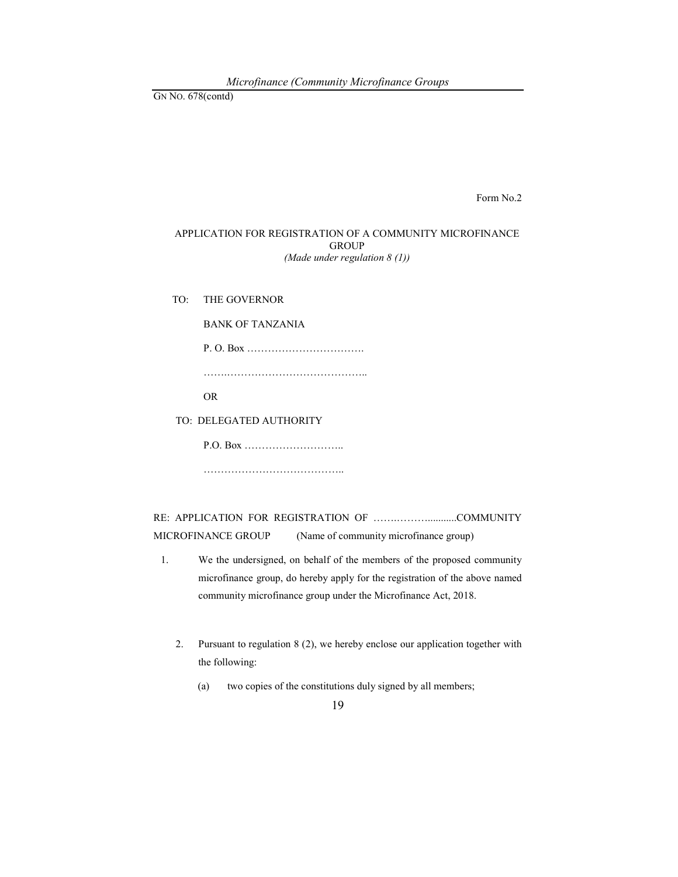Form No.2

APPLICATION FOR REGISTRATION OF A COMMUNITY MICROFINANCE GROUP
*(Made under regulation 8 (1))*

TO: THE GOVERNOR

BANK OF TANZANIA

P. O. Box …………………………….

……..…………………………………..

OR

TO: DELEGATED AUTHORITY

P.O. Box ………………………..

…………………………………..

RE: APPLICATION FOR REGISTRATION OF …….………...........COMMUNITY MICROFINANCE GROUP (Name of community microfinance group)

1. We the undersigned, on behalf of the members of the proposed community microfinance group, do hereby apply for the registration of the above named community microfinance group under the Microfinance Act, 2018.

2. Pursuant to regulation 8 (2), we hereby enclose our application together with the following:

   (a) two copies of the constitutions duly signed by all members;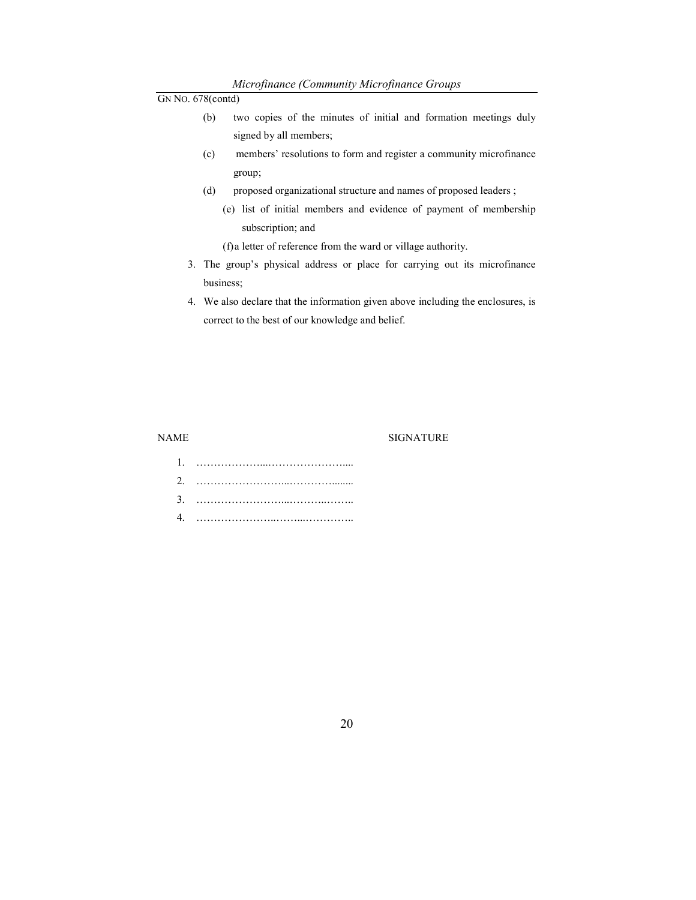GN NO. 678(contd)

(b) two copies of the minutes of initial and formation meetings duly signed by all members;

(c) members' resolutions to form and register a community microfinance group;

(d) proposed organizational structure and names of proposed leaders ;

(e) list of initial members and evidence of payment of membership subscription; and

(f) a letter of reference from the ward or village authority.

3. The group's physical address or place for carrying out its microfinance business;

4. We also declare that the information given above including the enclosures, is correct to the best of our knowledge and belief.

NAME SIGNATURE

1. ………………...…………………....
2. ……………………...…………........
3. ……………………...………..……..
4. …………………..……...…………..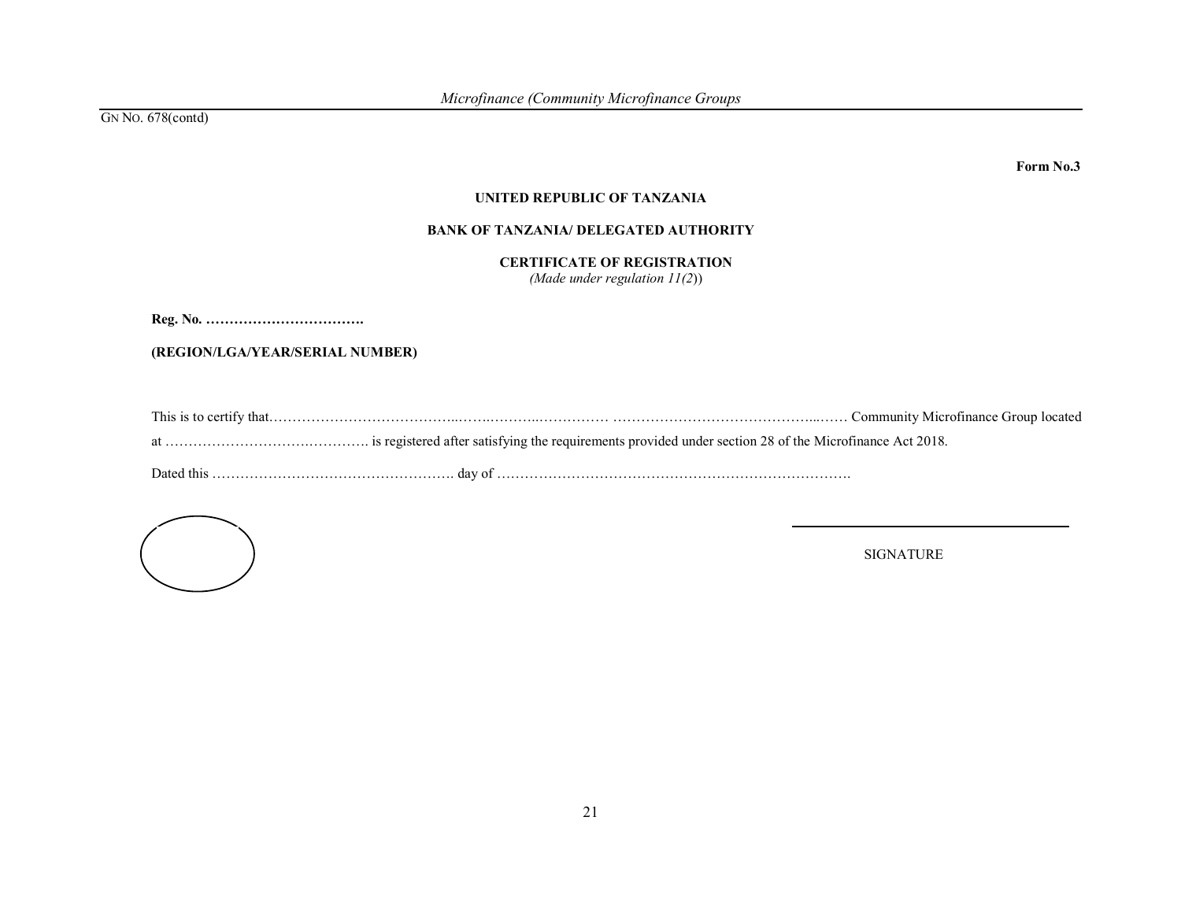GN NO. 678(contd)

**Form No.3**

**UNITED REPUBLIC OF TANZANIA**

**BANK OF TANZANIA/ DELEGATED AUTHORITY**

**CERTIFICATE OF REGISTRATION**
*(Made under regulation 11(2)*)

**Reg. No. …………………………….**

**(REGION/LGA/YEAR/SERIAL NUMBER)**

This is to certify that………………………………...…..………..…………… ………………………………………...…… Community Microfinance Group located at ………………………….…………. is registered after satisfying the requirements provided under section 28 of the Microfinance Act 2018.

Dated this ……………………………………………. day of ………………………………………………………………….

______________________________

SIGNATURE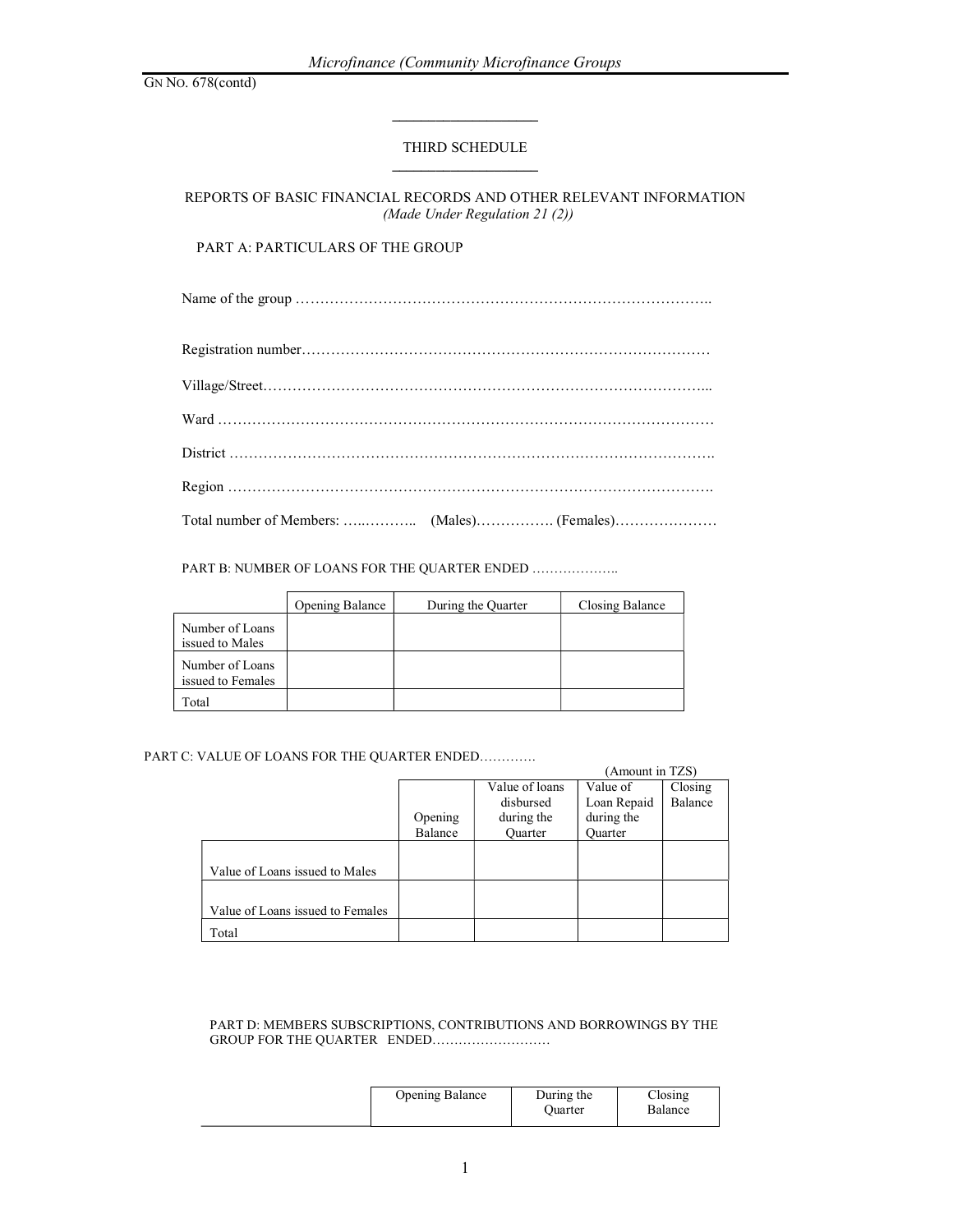GN NO. 678(contd)

## THIRD SCHEDULE

### REPORTS OF BASIC FINANCIAL RECORDS AND OTHER RELEVANT INFORMATION

*(Made Under Regulation 21 (2))*

PART A: PARTICULARS OF THE GROUP

Name of the group …………………………………………………………………………..

Registration number…………………………………………………………………………

Village/Street………………………………………………………………………………...

Ward …………………………………………………………………………………………

District ……………………………………………………………………………………….

Region ……………………………………………………………………………………….

Total number of Members: …..……….. (Males)……………. (Females)…………………

PART B: NUMBER OF LOANS FOR THE QUARTER ENDED ………………..

| | Opening Balance | During the Quarter | Closing Balance |
|---|---|---|---|
| Number of Loans issued to Males | | | |
| Number of Loans issued to Females | | | |
| Total | | | |

PART C: VALUE OF LOANS FOR THE QUARTER ENDED…………

(Amount in TZS)

| | Opening Balance | Value of loans disbursed during the Quarter | Value of Loan Repaid during the Quarter | Closing Balance |
|---|---|---|---|---|
| Value of Loans issued to Males | | | | |
| Value of Loans issued to Females | | | | |
| Total | | | | |

PART D: MEMBERS SUBSCRIPTIONS, CONTRIBUTIONS AND BORROWINGS BY THE GROUP FOR THE QUARTER ENDED………………………

| | Opening Balance | During the Quarter | Closing Balance |
|---|---|---|---|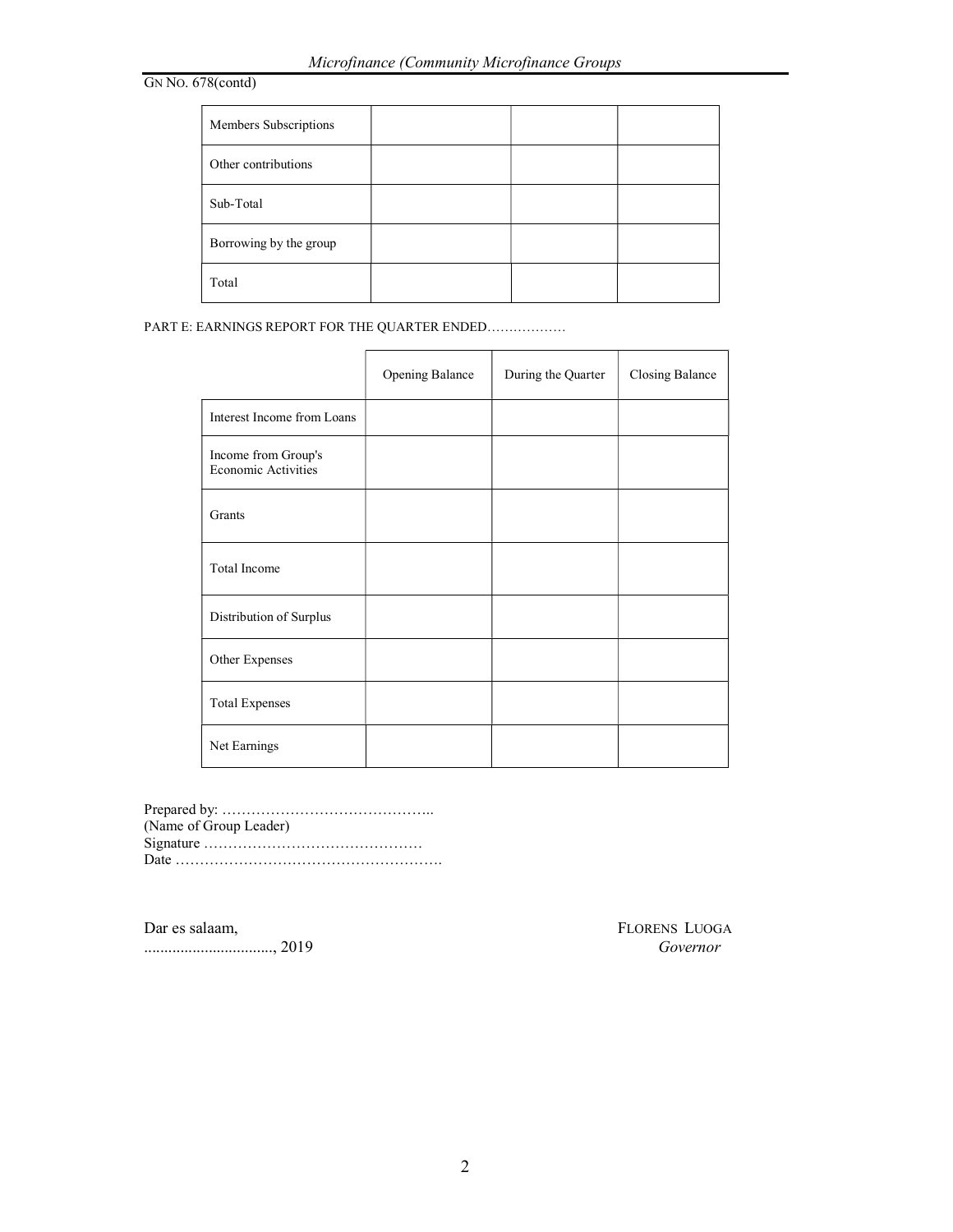GN NO. 678(contd)

| | | | |
|---|---|---|---|
| Members Subscriptions | | | |
| Other contributions | | | |
| Sub-Total | | | |
| Borrowing by the group | | | |
| Total | | | |

PART E: EARNINGS REPORT FOR THE QUARTER ENDED………………

| | Opening Balance | During the Quarter | Closing Balance |
|---|---|---|---|
| Interest Income from Loans | | | |
| Income from Group's Economic Activities | | | |
| Grants | | | |
| Total Income | | | |
| Distribution of Surplus | | | |
| Other Expenses | | | |
| Total Expenses | | | |
| Net Earnings | | | |

Prepared by: ……………………………………..
(Name of Group Leader)
Signature ………………………………………
Date ……………………………………………….

Dar es salaam,
..............................., 2019

FLORENS LUOGA
*Governor*